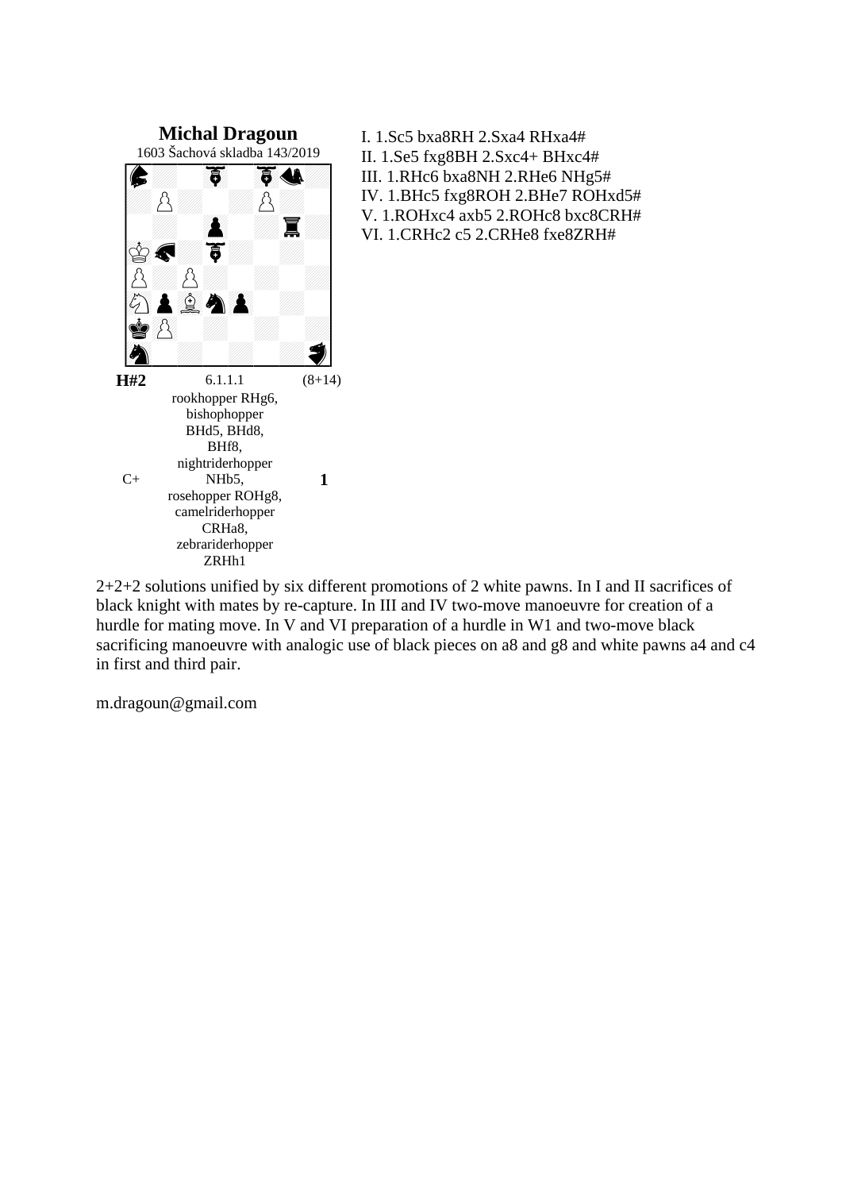**Michal Dragoun**

1603 Šachová skladba 143/2019

**H#2** 6.1.1.1 (8+14)

C+ 1

rookhopper RHg6, bishophopper BHd5, BHd8, BHf8, nightriderhopper NHb5, rosehopper ROHg8, camelriderhopper CRHa8, zebrariderhopper ZRHh1

I. 1.Sc5 bxa8RH 2.Sxa4 RHxa4#
II. 1.Se5 fxg8BH 2.Sxc4+ BHxc4#
III. 1.RHc6 bxa8NH 2.RHe6 NHg5#
IV. 1.BHc5 fxg8ROH 2.BHe7 ROHxd5#
V. 1.ROHxc4 axb5 2.ROHc8 bxc8CRH#
VI. 1.CRHc2 c5 2.CRHe8 fxe8ZRH#

2+2+2 solutions unified by six different promotions of 2 white pawns. In I and II sacrifices of black knight with mates by re-capture. In III and IV two-move manoeuvre for creation of a hurdle for mating move. In V and VI preparation of a hurdle in W1 and two-move black sacrificing manoeuvre with analogic use of black pieces on a8 and g8 and white pawns a4 and c4 in first and third pair.

m.dragoun@gmail.com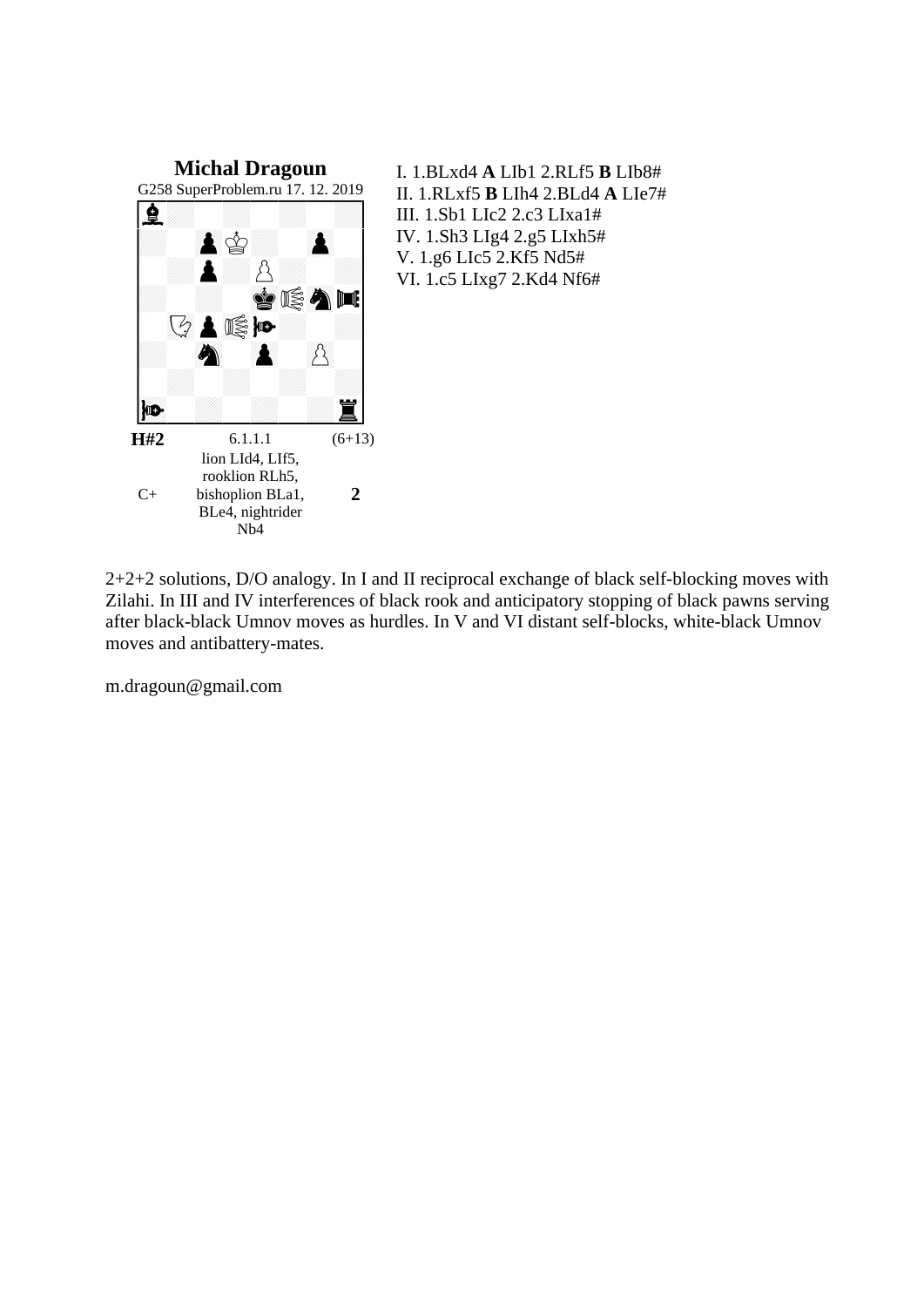**Michal Dragoun**

G258 SuperProblem.ru 17. 12. 2019

**H#2** 6.1.1.1 (6+13)

C+ lion LId4, LIf5, rooklion RLh5, bishoplion BLa1, BLe4, nightrider Nb4 **2**

I. 1.BLxd4 **A** LIb1 2.RLf5 **B** LIb8#
II. 1.RLxf5 **B** LIh4 2.BLd4 **A** LIe7#
III. 1.Sb1 LIc2 2.c3 LIxa1#
IV. 1.Sh3 LIg4 2.g5 LIxh5#
V. 1.g6 LIc5 2.Kf5 Nd5#
VI. 1.c5 LIxg7 2.Kd4 Nf6#

2+2+2 solutions, D/O analogy. In I and II reciprocal exchange of black self-blocking moves with Zilahi. In III and IV interferences of black rook and anticipatory stopping of black pawns serving after black-black Umnov moves as hurdles. In V and VI distant self-blocks, white-black Umnov moves and antibattery-mates.

m.dragoun@gmail.com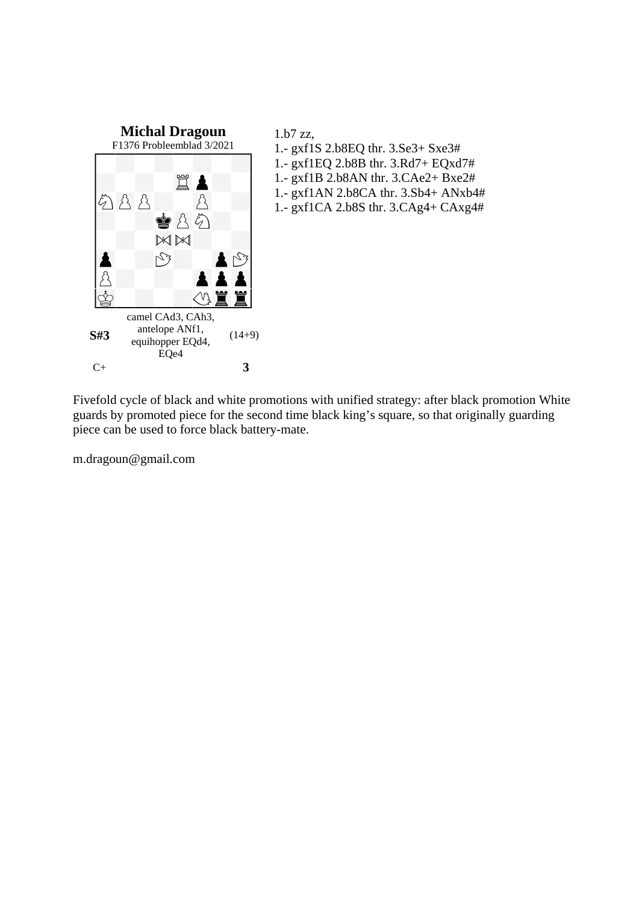**Michal Dragoun**

F1376 Probleemblad 3/2021

camel CAd3, CAh3, antelope ANf1, equihopper EQd4, EQe4

**S#3** (14+9)

C+ **3**

1.b7 zz,

1.- gxf1S 2.b8EQ thr. 3.Se3+ Sxe3#

1.- gxf1EQ 2.b8B thr. 3.Rd7+ EQxd7#

1.- gxf1B 2.b8AN thr. 3.CAe2+ Bxe2#

1.- gxf1AN 2.b8CA thr. 3.Sb4+ ANxb4#

1.- gxf1CA 2.b8S thr. 3.CAg4+ CAxg4#

Fivefold cycle of black and white promotions with unified strategy: after black promotion White guards by promoted piece for the second time black king's square, so that originally guarding piece can be used to force black battery-mate.

m.dragoun@gmail.com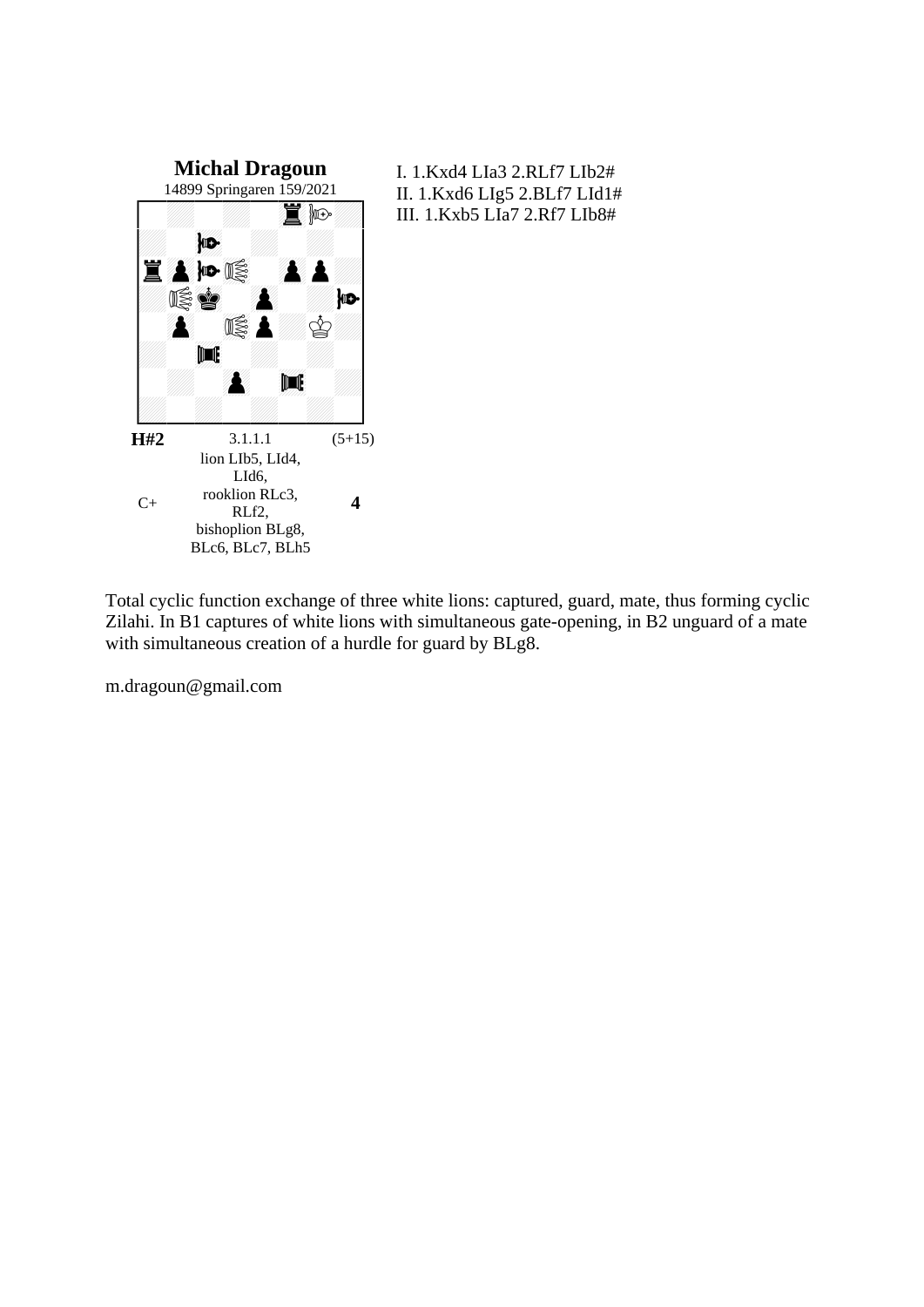**Michal Dragoun**
14899 Springaren 159/2021

**H#2** 3.1.1.1 (5+15)

C+

lion LIb5, LId4, LId6,
rooklion RLc3, RLf2,
bishoplion BLg8, BLc6, BLc7, BLh5

**4**

I. 1.Kxd4 LIa3 2.RLf7 LIb2#
II. 1.Kxd6 LIg5 2.BLf7 LId1#
III. 1.Kxb5 LIa7 2.Rf7 LIb8#

Total cyclic function exchange of three white lions: captured, guard, mate, thus forming cyclic Zilahi. In B1 captures of white lions with simultaneous gate-opening, in B2 unguard of a mate with simultaneous creation of a hurdle for guard by BLg8.

m.dragoun@gmail.com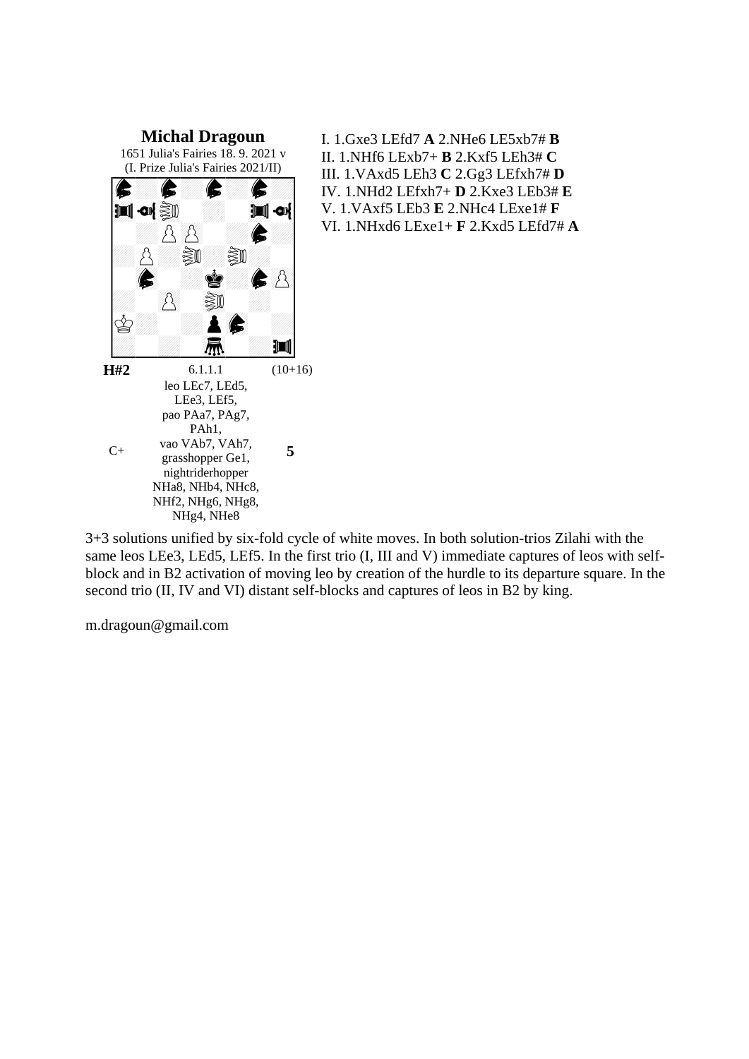**Michal Dragoun**

1651 Julia's Fairies 18. 9. 2021 v
(I. Prize Julia's Fairies 2021/II)

**H#2** 6.1.1.1 (10+16)

leo LEc7, LEd5, LEe3, LEf5, pao PAa7, PAg7, PAh1, vao VAb7, VAh7, grasshopper Ge1, nightriderhopper NHa8, NHb4, NHc8, NHf2, NHg6, NHg8, NHg4, NHe8

C+ **5**

I. 1.Gxe3 LEfd7 **A** 2.NHe6 LE5xb7# **B**
II. 1.NHf6 LExb7+ **B** 2.Kxf5 LEh3# **C**
III. 1.VAxd5 LEh3 **C** 2.Gg3 LEfxh7# **D**
IV. 1.NHd2 LEfxh7+ **D** 2.Kxe3 LEb3# **E**
V. 1.VAxf5 LEb3 **E** 2.NHc4 LExe1# **F**
VI. 1.NHxd6 LExe1+ **F** 2.Kxd5 LEfd7# **A**

3+3 solutions unified by six-fold cycle of white moves. In both solution-trios Zilahi with the same leos LEe3, LEd5, LEf5. In the first trio (I, III and V) immediate captures of leos with self-block and in B2 activation of moving leo by creation of the hurdle to its departure square. In the second trio (II, IV and VI) distant self-blocks and captures of leos in B2 by king.

m.dragoun@gmail.com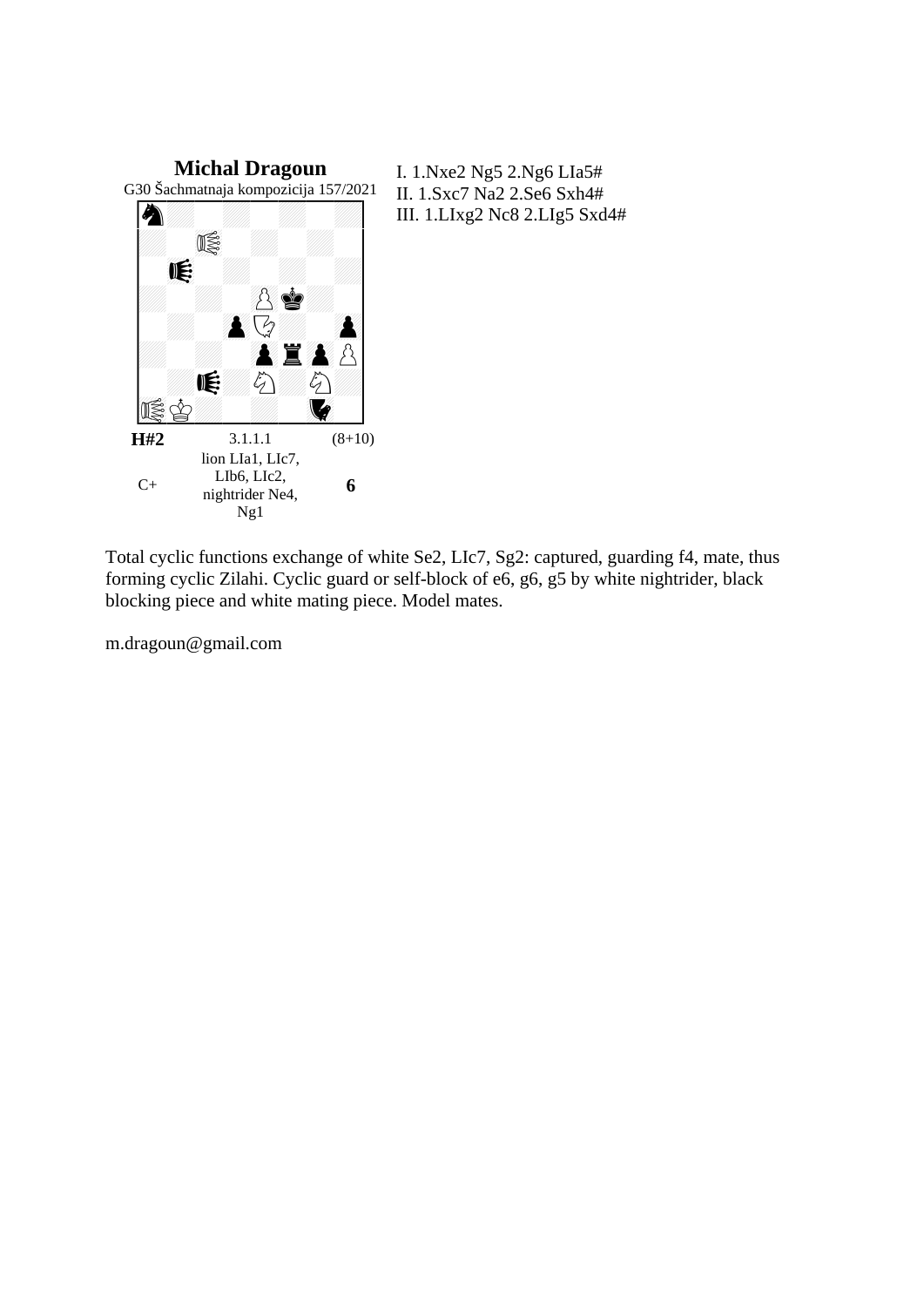**Michal Dragoun**

G30 Šachmatnaja kompozicija 157/2021

**H#2** 3.1.1.1 (8+10)

C+ lion LIa1, LIc7, LIb6, LIc2, nightrider Ne4, Ng1 **6**

I. 1.Nxe2 Ng5 2.Ng6 LIa5#
II. 1.Sxc7 Na2 2.Se6 Sxh4#
III. 1.LIxg2 Nc8 2.LIg5 Sxd4#

Total cyclic functions exchange of white Se2, LIc7, Sg2: captured, guarding f4, mate, thus forming cyclic Zilahi. Cyclic guard or self-block of e6, g6, g5 by white nightrider, black blocking piece and white mating piece. Model mates.

m.dragoun@gmail.com